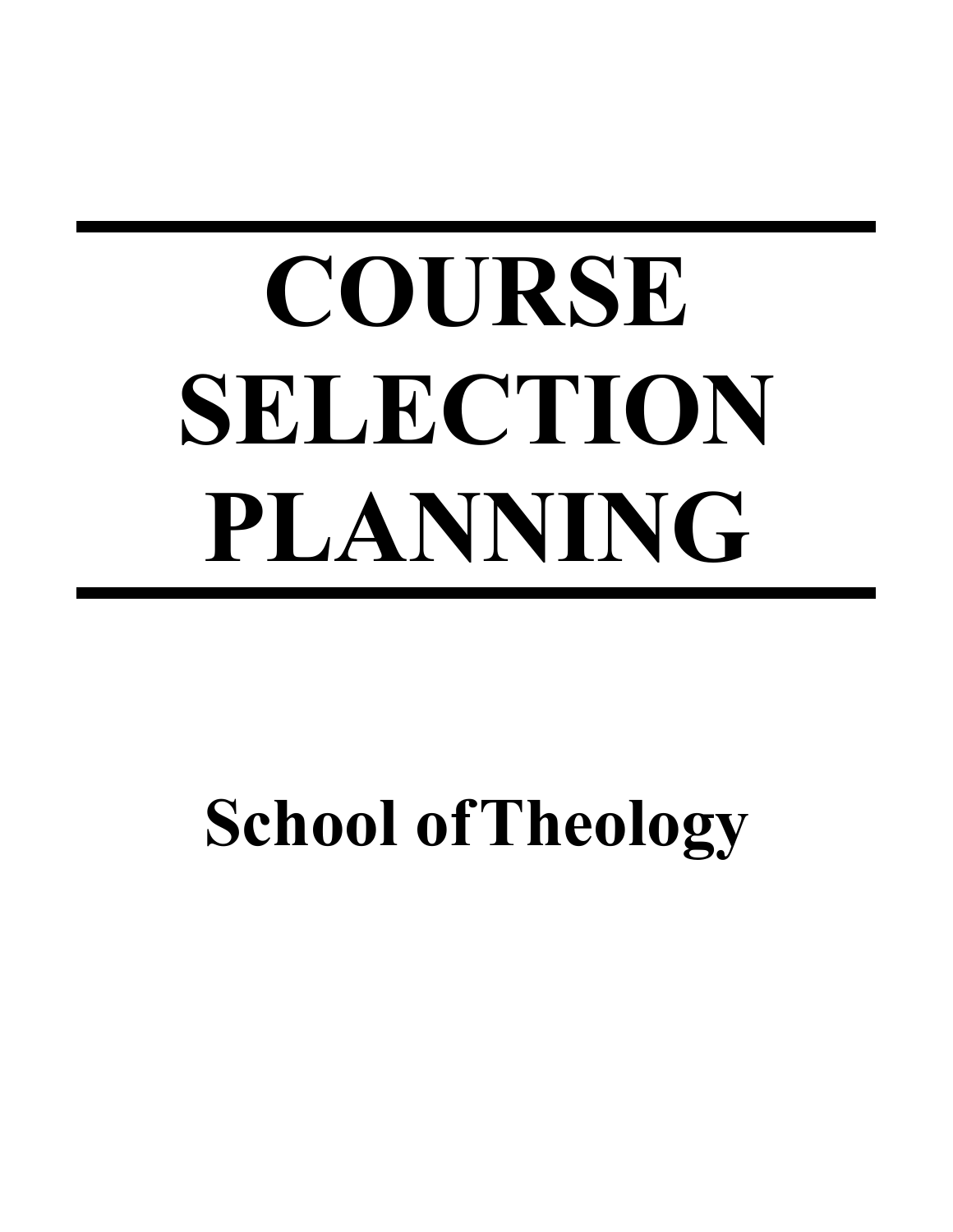# COURSE SELECTION PLANNING

## School of Theology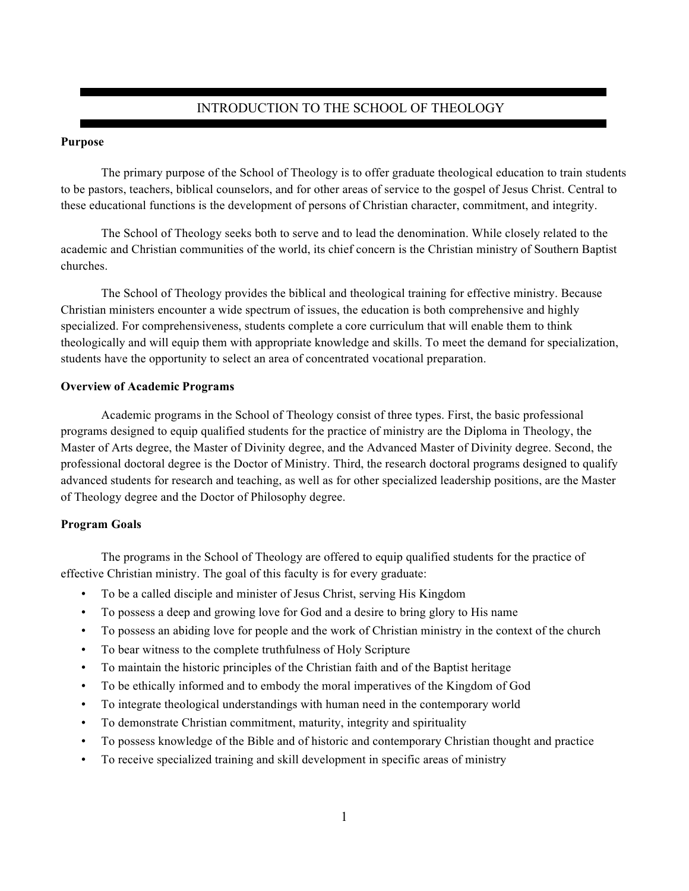# INTRODUCTION TO THE SCHOOL OF THEOLOGY

**Purpose**

The primary purpose of the School of Theology is to offer graduate theological education to train students to be pastors, teachers, biblical counselors, and for other areas of service to the gospel of Jesus Christ. Central to these educational functions is the development of persons of Christian character, commitment, and integrity.

The School of Theology seeks both to serve and to lead the denomination. While closely related to the academic and Christian communities of the world, its chief concern is the Christian ministry of Southern Baptist churches.

The School of Theology provides the biblical and theological training for effective ministry. Because Christian ministers encounter a wide spectrum of issues, the education is both comprehensive and highly specialized. For comprehensiveness, students complete a core curriculum that will enable them to think theologically and will equip them with appropriate knowledge and skills. To meet the demand for specialization, students have the opportunity to select an area of concentrated vocational preparation.

**Overview of Academic Programs**

Academic programs in the School of Theology consist of three types. First, the basic professional programs designed to equip qualified students for the practice of ministry are the Diploma in Theology, the Master of Arts degree, the Master of Divinity degree, and the Advanced Master of Divinity degree. Second, the professional doctoral degree is the Doctor of Ministry. Third, the research doctoral programs designed to qualify advanced students for research and teaching, as well as for other specialized leadership positions, are the Master of Theology degree and the Doctor of Philosophy degree.

**Program Goals**

The programs in the School of Theology are offered to equip qualified students for the practice of effective Christian ministry. The goal of this faculty is for every graduate:

- To be a called disciple and minister of Jesus Christ, serving His Kingdom
- To possess a deep and growing love for God and a desire to bring glory to His name
- To possess an abiding love for people and the work of Christian ministry in the context of the church
- To bear witness to the complete truthfulness of Holy Scripture
- To maintain the historic principles of the Christian faith and of the Baptist heritage
- To be ethically informed and to embody the moral imperatives of the Kingdom of God
- To integrate theological understandings with human need in the contemporary world
- To demonstrate Christian commitment, maturity, integrity and spirituality
- To possess knowledge of the Bible and of historic and contemporary Christian thought and practice
- To receive specialized training and skill development in specific areas of ministry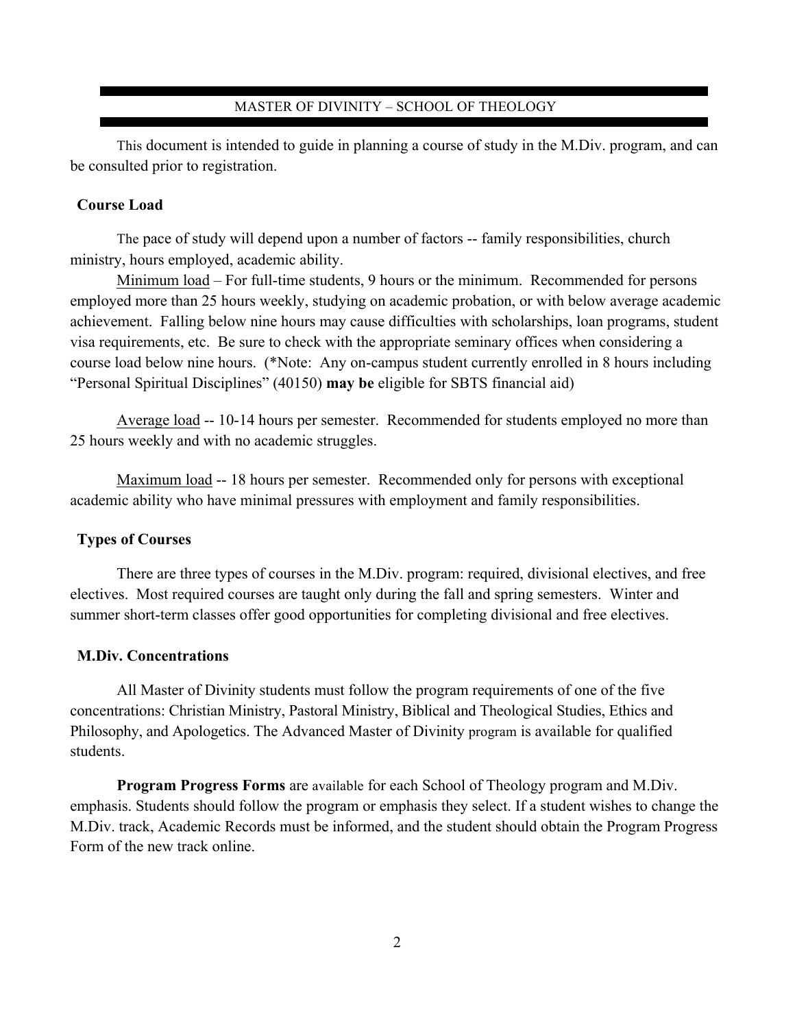# MASTER OF DIVINITY – SCHOOL OF THEOLOGY

This document is intended to guide in planning a course of study in the M.Div. program, and can be consulted prior to registration.

## Course Load

The pace of study will depend upon a number of factors -- family responsibilities, church ministry, hours employed, academic ability.

Minimum load – For full-time students, 9 hours or the minimum. Recommended for persons employed more than 25 hours weekly, studying on academic probation, or with below average academic achievement. Falling below nine hours may cause difficulties with scholarships, loan programs, student visa requirements, etc. Be sure to check with the appropriate seminary offices when considering a course load below nine hours. (*Note: Any on-campus student currently enrolled in 8 hours including "Personal Spiritual Disciplines" (40150) **may be** eligible for SBTS financial aid)

Average load -- 10-14 hours per semester. Recommended for students employed no more than 25 hours weekly and with no academic struggles.

Maximum load -- 18 hours per semester. Recommended only for persons with exceptional academic ability who have minimal pressures with employment and family responsibilities.

## Types of Courses

There are three types of courses in the M.Div. program: required, divisional electives, and free electives. Most required courses are taught only during the fall and spring semesters. Winter and summer short-term classes offer good opportunities for completing divisional and free electives.

## M.Div. Concentrations

All Master of Divinity students must follow the program requirements of one of the five concentrations: Christian Ministry, Pastoral Ministry, Biblical and Theological Studies, Ethics and Philosophy, and Apologetics. The Advanced Master of Divinity program is available for qualified students.

**Program Progress Forms** are available for each School of Theology program and M.Div. emphasis. Students should follow the program or emphasis they select. If a student wishes to change the M.Div. track, Academic Records must be informed, and the student should obtain the Program Progress Form of the new track online.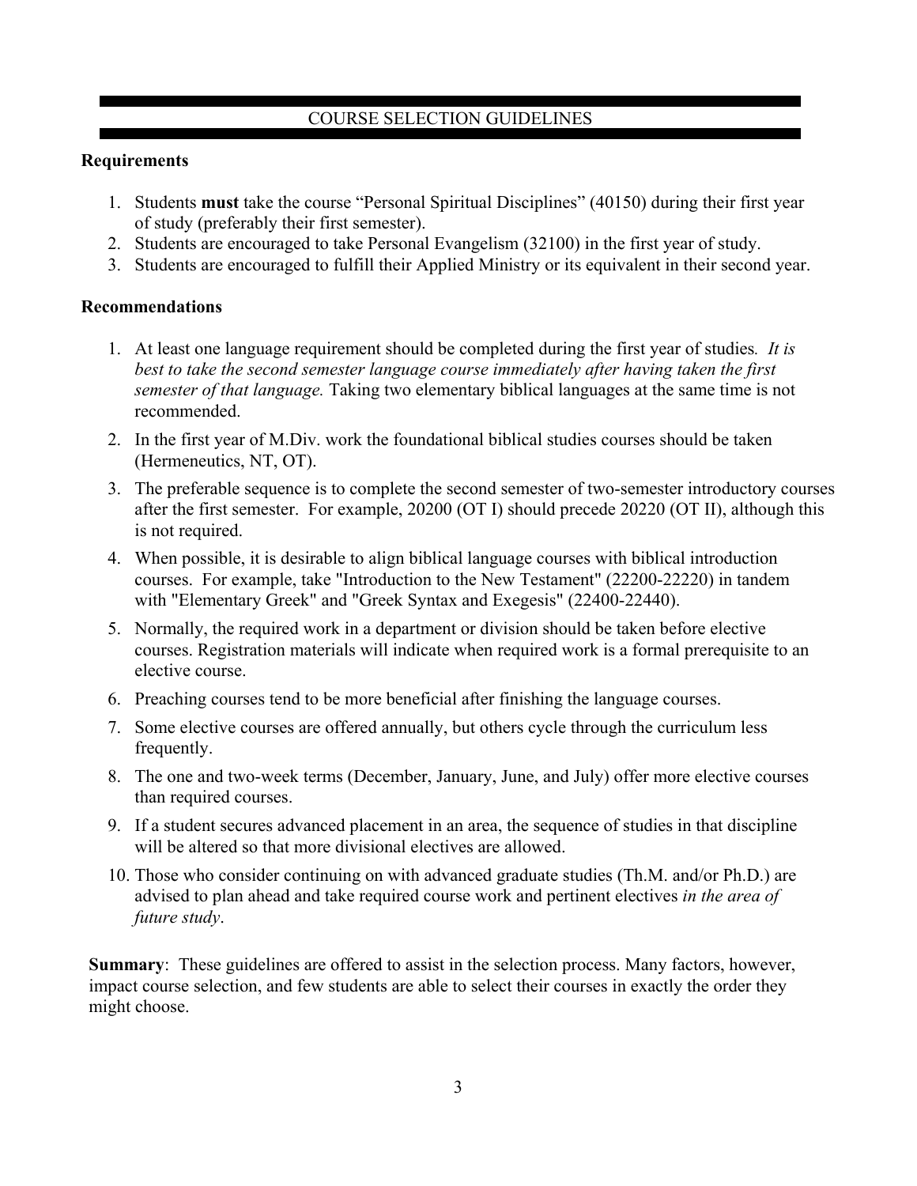## COURSE SELECTION GUIDELINES

### Requirements

1. Students **must** take the course “Personal Spiritual Disciplines” (40150) during their first year of study (preferably their first semester).
2. Students are encouraged to take Personal Evangelism (32100) in the first year of study.
3. Students are encouraged to fulfill their Applied Ministry or its equivalent in their second year.

### Recommendations

1. At least one language requirement should be completed during the first year of studies. *It is best to take the second semester language course immediately after having taken the first semester of that language.* Taking two elementary biblical languages at the same time is not recommended.
2. In the first year of M.Div. work the foundational biblical studies courses should be taken (Hermeneutics, NT, OT).
3. The preferable sequence is to complete the second semester of two-semester introductory courses after the first semester. For example, 20200 (OT I) should precede 20220 (OT II), although this is not required.
4. When possible, it is desirable to align biblical language courses with biblical introduction courses. For example, take "Introduction to the New Testament" (22200-22220) in tandem with "Elementary Greek" and "Greek Syntax and Exegesis" (22400-22440).
5. Normally, the required work in a department or division should be taken before elective courses. Registration materials will indicate when required work is a formal prerequisite to an elective course.
6. Preaching courses tend to be more beneficial after finishing the language courses.
7. Some elective courses are offered annually, but others cycle through the curriculum less frequently.
8. The one and two-week terms (December, January, June, and July) offer more elective courses than required courses.
9. If a student secures advanced placement in an area, the sequence of studies in that discipline will be altered so that more divisional electives are allowed.
10. Those who consider continuing on with advanced graduate studies (Th.M. and/or Ph.D.) are advised to plan ahead and take required course work and pertinent electives *in the area of future study*.

**Summary**: These guidelines are offered to assist in the selection process. Many factors, however, impact course selection, and few students are able to select their courses in exactly the order they might choose.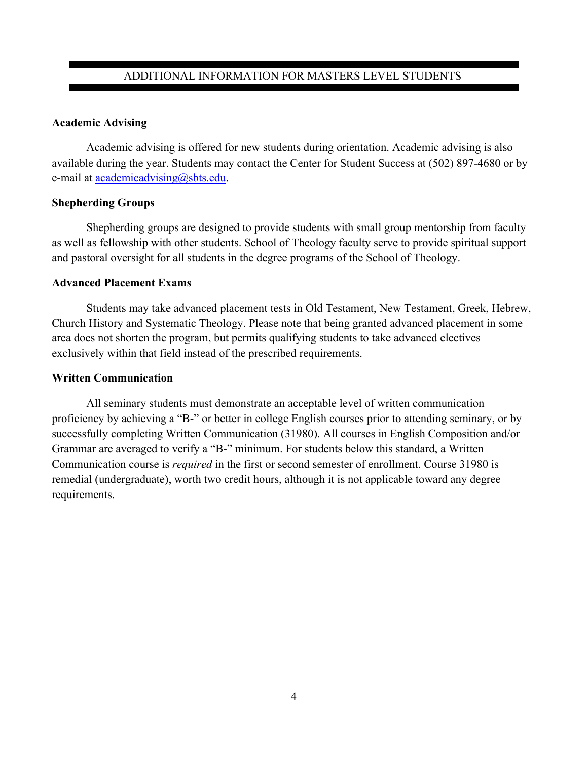## ADDITIONAL INFORMATION FOR MASTERS LEVEL STUDENTS

**Academic Advising**

Academic advising is offered for new students during orientation. Academic advising is also available during the year. Students may contact the Center for Student Success at (502) 897-4680 or by e-mail at academicadvising@sbts.edu.

**Shepherding Groups**

Shepherding groups are designed to provide students with small group mentorship from faculty as well as fellowship with other students. School of Theology faculty serve to provide spiritual support and pastoral oversight for all students in the degree programs of the School of Theology.

**Advanced Placement Exams**

Students may take advanced placement tests in Old Testament, New Testament, Greek, Hebrew, Church History and Systematic Theology. Please note that being granted advanced placement in some area does not shorten the program, but permits qualifying students to take advanced electives exclusively within that field instead of the prescribed requirements.

**Written Communication**

All seminary students must demonstrate an acceptable level of written communication proficiency by achieving a "B-" or better in college English courses prior to attending seminary, or by successfully completing Written Communication (31980). All courses in English Composition and/or Grammar are averaged to verify a "B-" minimum. For students below this standard, a Written Communication course is *required* in the first or second semester of enrollment. Course 31980 is remedial (undergraduate), worth two credit hours, although it is not applicable toward any degree requirements.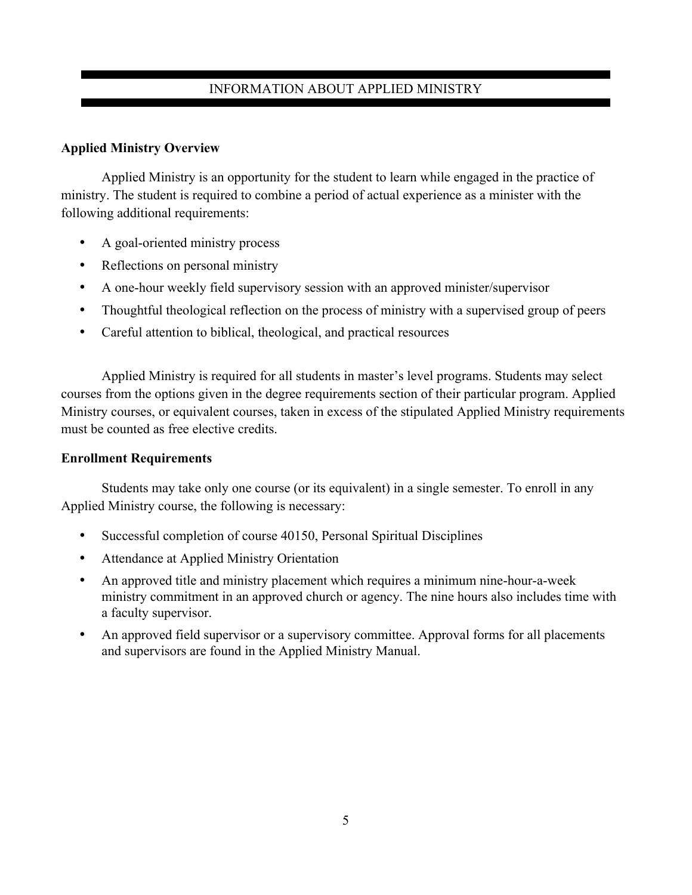# INFORMATION ABOUT APPLIED MINISTRY

**Applied Ministry Overview**

Applied Ministry is an opportunity for the student to learn while engaged in the practice of ministry. The student is required to combine a period of actual experience as a minister with the following additional requirements:

- A goal-oriented ministry process
- Reflections on personal ministry
- A one-hour weekly field supervisory session with an approved minister/supervisor
- Thoughtful theological reflection on the process of ministry with a supervised group of peers
- Careful attention to biblical, theological, and practical resources

Applied Ministry is required for all students in master's level programs. Students may select courses from the options given in the degree requirements section of their particular program. Applied Ministry courses, or equivalent courses, taken in excess of the stipulated Applied Ministry requirements must be counted as free elective credits.

**Enrollment Requirements**

Students may take only one course (or its equivalent) in a single semester. To enroll in any Applied Ministry course, the following is necessary:

- Successful completion of course 40150, Personal Spiritual Disciplines
- Attendance at Applied Ministry Orientation
- An approved title and ministry placement which requires a minimum nine-hour-a-week ministry commitment in an approved church or agency. The nine hours also includes time with a faculty supervisor.
- An approved field supervisor or a supervisory committee. Approval forms for all placements and supervisors are found in the Applied Ministry Manual.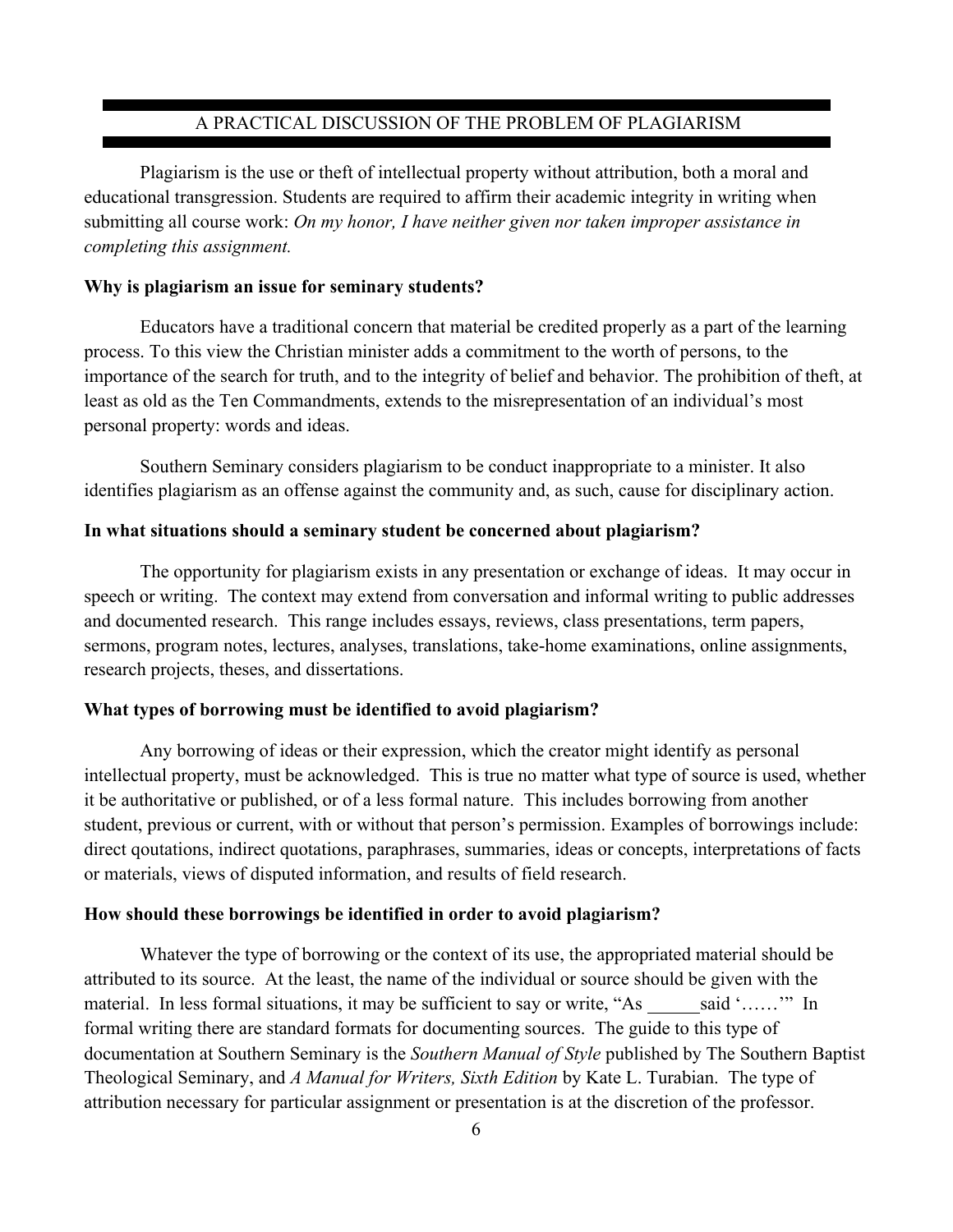## A PRACTICAL DISCUSSION OF THE PROBLEM OF PLAGIARISM

Plagiarism is the use or theft of intellectual property without attribution, both a moral and educational transgression. Students are required to affirm their academic integrity in writing when submitting all course work: *On my honor, I have neither given nor taken improper assistance in completing this assignment.*

**Why is plagiarism an issue for seminary students?**

Educators have a traditional concern that material be credited properly as a part of the learning process. To this view the Christian minister adds a commitment to the worth of persons, to the importance of the search for truth, and to the integrity of belief and behavior. The prohibition of theft, at least as old as the Ten Commandments, extends to the misrepresentation of an individual's most personal property: words and ideas.

Southern Seminary considers plagiarism to be conduct inappropriate to a minister. It also identifies plagiarism as an offense against the community and, as such, cause for disciplinary action.

**In what situations should a seminary student be concerned about plagiarism?**

The opportunity for plagiarism exists in any presentation or exchange of ideas. It may occur in speech or writing. The context may extend from conversation and informal writing to public addresses and documented research. This range includes essays, reviews, class presentations, term papers, sermons, program notes, lectures, analyses, translations, take-home examinations, online assignments, research projects, theses, and dissertations.

**What types of borrowing must be identified to avoid plagiarism?**

Any borrowing of ideas or their expression, which the creator might identify as personal intellectual property, must be acknowledged. This is true no matter what type of source is used, whether it be authoritative or published, or of a less formal nature. This includes borrowing from another student, previous or current, with or without that person's permission. Examples of borrowings include: direct qoutations, indirect quotations, paraphrases, summaries, ideas or concepts, interpretations of facts or materials, views of disputed information, and results of field research.

**How should these borrowings be identified in order to avoid plagiarism?**

Whatever the type of borrowing or the context of its use, the appropriated material should be attributed to its source. At the least, the name of the individual or source should be given with the material. In less formal situations, it may be sufficient to say or write, "As ______said '……'" In formal writing there are standard formats for documenting sources. The guide to this type of documentation at Southern Seminary is the *Southern Manual of Style* published by The Southern Baptist Theological Seminary, and *A Manual for Writers, Sixth Edition* by Kate L. Turabian. The type of attribution necessary for particular assignment or presentation is at the discretion of the professor.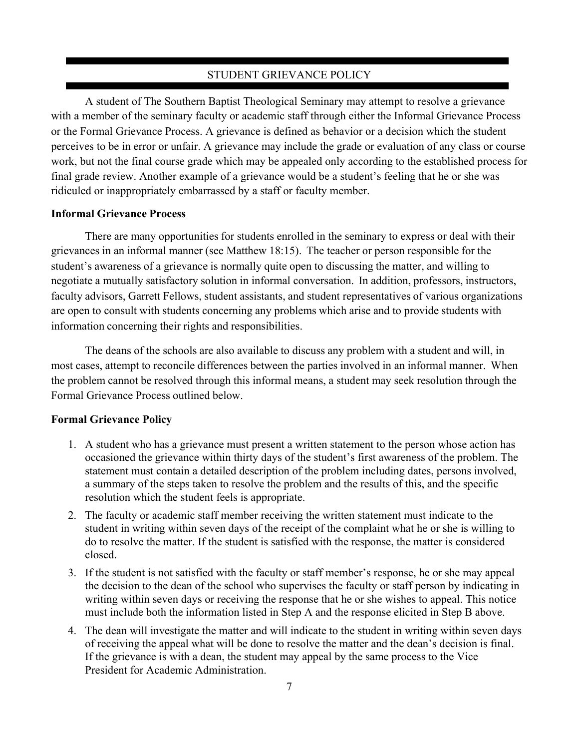# STUDENT GRIEVANCE POLICY

A student of The Southern Baptist Theological Seminary may attempt to resolve a grievance with a member of the seminary faculty or academic staff through either the Informal Grievance Process or the Formal Grievance Process. A grievance is defined as behavior or a decision which the student perceives to be in error or unfair. A grievance may include the grade or evaluation of any class or course work, but not the final course grade which may be appealed only according to the established process for final grade review. Another example of a grievance would be a student's feeling that he or she was ridiculed or inappropriately embarrassed by a staff or faculty member.

**Informal Grievance Process**

There are many opportunities for students enrolled in the seminary to express or deal with their grievances in an informal manner (see Matthew 18:15). The teacher or person responsible for the student's awareness of a grievance is normally quite open to discussing the matter, and willing to negotiate a mutually satisfactory solution in informal conversation. In addition, professors, instructors, faculty advisors, Garrett Fellows, student assistants, and student representatives of various organizations are open to consult with students concerning any problems which arise and to provide students with information concerning their rights and responsibilities.

The deans of the schools are also available to discuss any problem with a student and will, in most cases, attempt to reconcile differences between the parties involved in an informal manner. When the problem cannot be resolved through this informal means, a student may seek resolution through the Formal Grievance Process outlined below.

**Formal Grievance Policy**

1. A student who has a grievance must present a written statement to the person whose action has occasioned the grievance within thirty days of the student's first awareness of the problem. The statement must contain a detailed description of the problem including dates, persons involved, a summary of the steps taken to resolve the problem and the results of this, and the specific resolution which the student feels is appropriate.
2. The faculty or academic staff member receiving the written statement must indicate to the student in writing within seven days of the receipt of the complaint what he or she is willing to do to resolve the matter. If the student is satisfied with the response, the matter is considered closed.
3. If the student is not satisfied with the faculty or staff member's response, he or she may appeal the decision to the dean of the school who supervises the faculty or staff person by indicating in writing within seven days or receiving the response that he or she wishes to appeal. This notice must include both the information listed in Step A and the response elicited in Step B above.
4. The dean will investigate the matter and will indicate to the student in writing within seven days of receiving the appeal what will be done to resolve the matter and the dean's decision is final. If the grievance is with a dean, the student may appeal by the same process to the Vice President for Academic Administration.